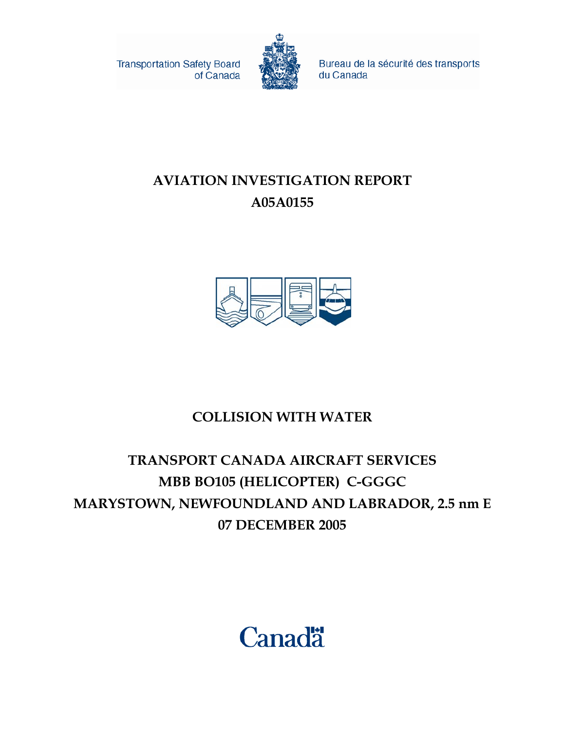Transportation Safety Board of Canada

Bureau de la sécurité des transports du Canada

# AVIATION INVESTIGATION REPORT
# A05A0155

## COLLISION WITH WATER

## TRANSPORT CANADA AIRCRAFT SERVICES
## MBB BO105 (HELICOPTER) C-GGGC
## MARYSTOWN, NEWFOUNDLAND AND LABRADOR, 2.5 nm E
## 07 DECEMBER 2005

Canada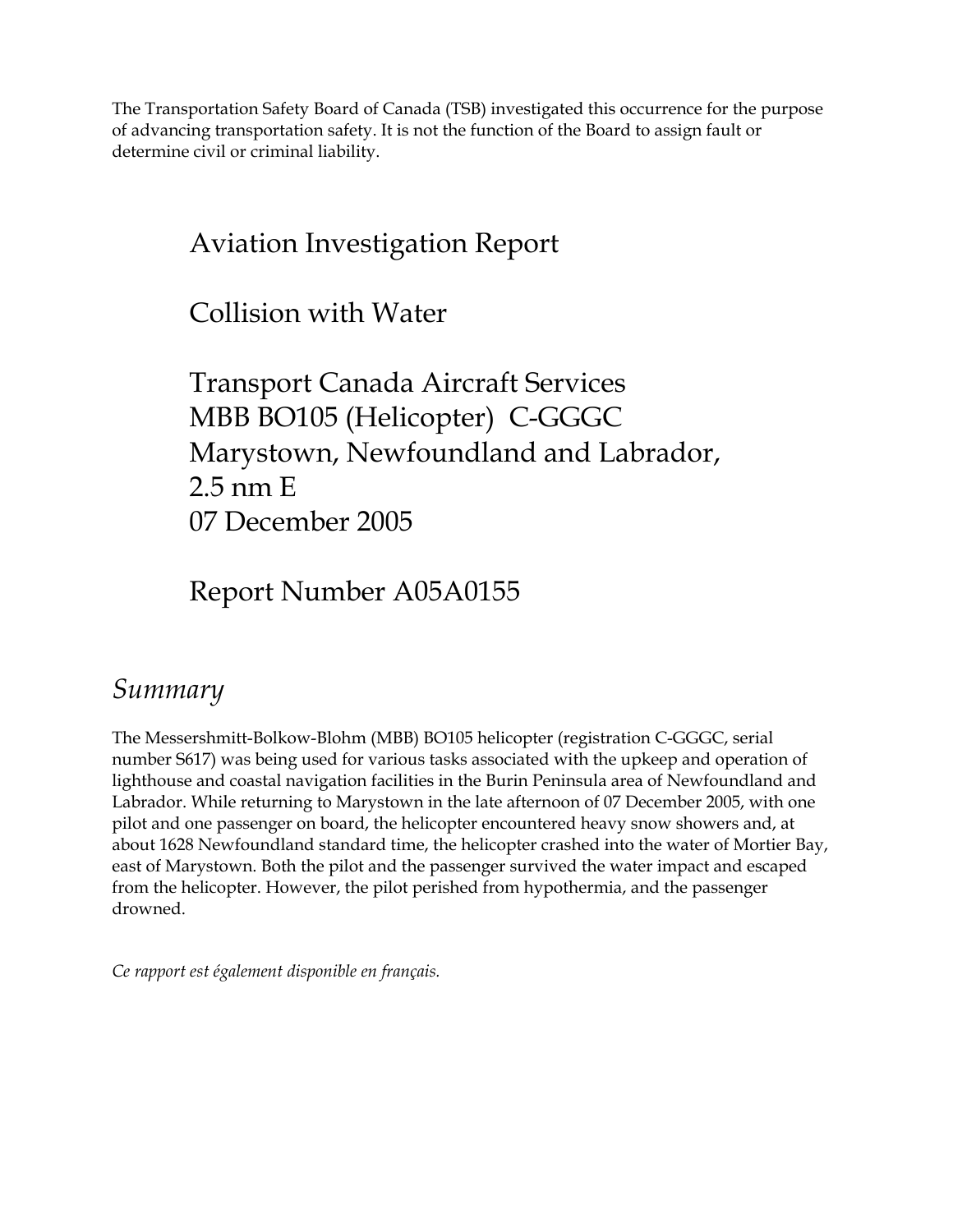The Transportation Safety Board of Canada (TSB) investigated this occurrence for the purpose of advancing transportation safety. It is not the function of the Board to assign fault or determine civil or criminal liability.

# Aviation Investigation Report

# Collision with Water

# Transport Canada Aircraft Services
# MBB BO105 (Helicopter) C-GGGC
# Marystown, Newfoundland and Labrador, 2.5 nm E
# 07 December 2005

# Report Number A05A0155

## *Summary*

The Messershmitt-Bolkow-Blohm (MBB) BO105 helicopter (registration C-GGGC, serial number S617) was being used for various tasks associated with the upkeep and operation of lighthouse and coastal navigation facilities in the Burin Peninsula area of Newfoundland and Labrador. While returning to Marystown in the late afternoon of 07 December 2005, with one pilot and one passenger on board, the helicopter encountered heavy snow showers and, at about 1628 Newfoundland standard time, the helicopter crashed into the water of Mortier Bay, east of Marystown. Both the pilot and the passenger survived the water impact and escaped from the helicopter. However, the pilot perished from hypothermia, and the passenger drowned.

*Ce rapport est également disponible en français.*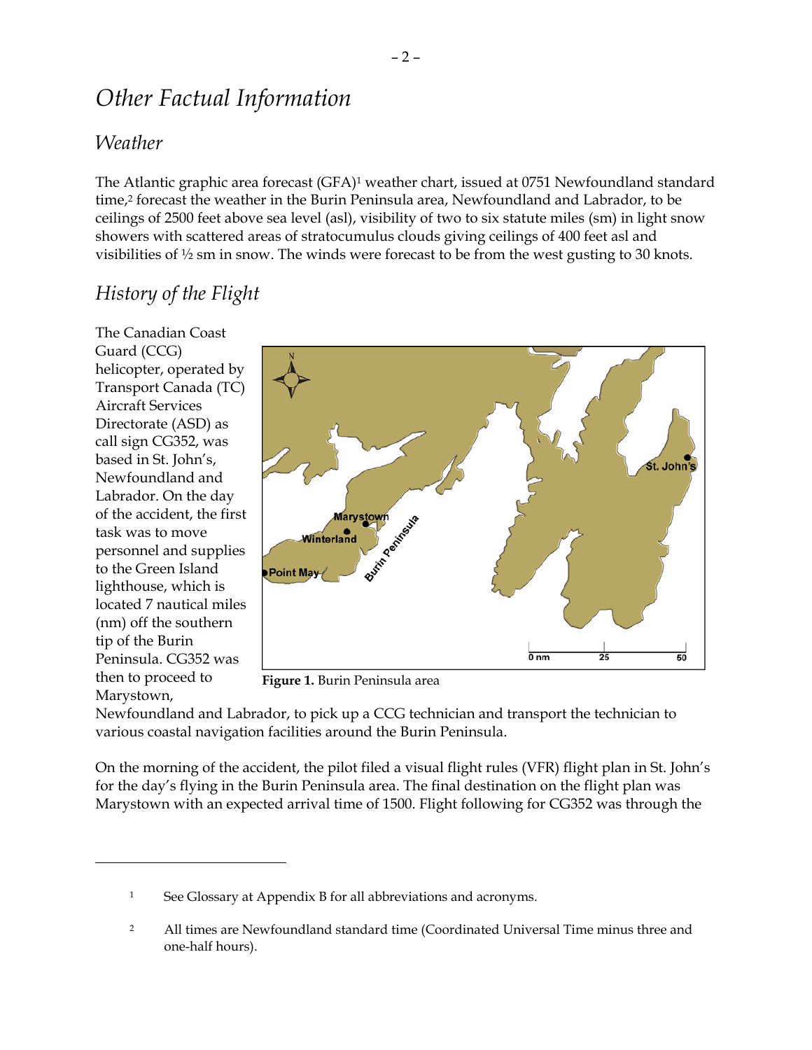# Other Factual Information

## Weather

The Atlantic graphic area forecast (GFA)[1] weather chart, issued at 0751 Newfoundland standard time,[2] forecast the weather in the Burin Peninsula area, Newfoundland and Labrador, to be ceilings of 2500 feet above sea level (asl), visibility of two to six statute miles (sm) in light snow showers with scattered areas of stratocumulus clouds giving ceilings of 400 feet asl and visibilities of ½ sm in snow. The winds were forecast to be from the west gusting to 30 knots.

## History of the Flight

The Canadian Coast Guard (CCG) helicopter, operated by Transport Canada (TC) Aircraft Services Directorate (ASD) as call sign CG352, was based in St. John's, Newfoundland and Labrador. On the day of the accident, the first task was to move personnel and supplies to the Green Island lighthouse, which is located 7 nautical miles (nm) off the southern tip of the Burin Peninsula. CG352 was then to proceed to Marystown, Newfoundland and Labrador, to pick up a CCG technician and transport the technician to various coastal navigation facilities around the Burin Peninsula.

**Figure 1.** Burin Peninsula area

On the morning of the accident, the pilot filed a visual flight rules (VFR) flight plan in St. John's for the day's flying in the Burin Peninsula area. The final destination on the flight plan was Marystown with an expected arrival time of 1500. Flight following for CG352 was through the

---

[1] See Glossary at Appendix B for all abbreviations and acronyms.

[2] All times are Newfoundland standard time (Coordinated Universal Time minus three and one-half hours).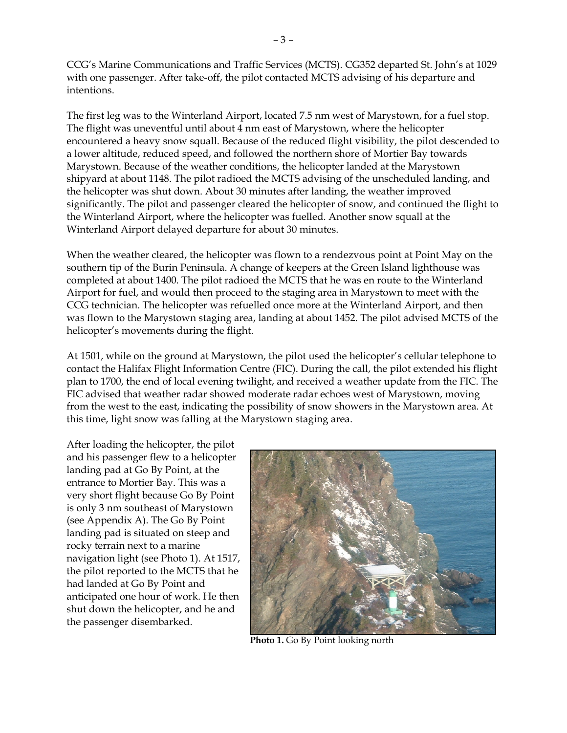CCG's Marine Communications and Traffic Services (MCTS). CG352 departed St. John's at 1029 with one passenger. After take-off, the pilot contacted MCTS advising of his departure and intentions.

The first leg was to the Winterland Airport, located 7.5 nm west of Marystown, for a fuel stop. The flight was uneventful until about 4 nm east of Marystown, where the helicopter encountered a heavy snow squall. Because of the reduced flight visibility, the pilot descended to a lower altitude, reduced speed, and followed the northern shore of Mortier Bay towards Marystown. Because of the weather conditions, the helicopter landed at the Marystown shipyard at about 1148. The pilot radioed the MCTS advising of the unscheduled landing, and the helicopter was shut down. About 30 minutes after landing, the weather improved significantly. The pilot and passenger cleared the helicopter of snow, and continued the flight to the Winterland Airport, where the helicopter was fuelled. Another snow squall at the Winterland Airport delayed departure for about 30 minutes.

When the weather cleared, the helicopter was flown to a rendezvous point at Point May on the southern tip of the Burin Peninsula. A change of keepers at the Green Island lighthouse was completed at about 1400. The pilot radioed the MCTS that he was en route to the Winterland Airport for fuel, and would then proceed to the staging area in Marystown to meet with the CCG technician. The helicopter was refuelled once more at the Winterland Airport, and then was flown to the Marystown staging area, landing at about 1452. The pilot advised MCTS of the helicopter's movements during the flight.

At 1501, while on the ground at Marystown, the pilot used the helicopter's cellular telephone to contact the Halifax Flight Information Centre (FIC). During the call, the pilot extended his flight plan to 1700, the end of local evening twilight, and received a weather update from the FIC. The FIC advised that weather radar showed moderate radar echoes west of Marystown, moving from the west to the east, indicating the possibility of snow showers in the Marystown area. At this time, light snow was falling at the Marystown staging area.

After loading the helicopter, the pilot and his passenger flew to a helicopter landing pad at Go By Point, at the entrance to Mortier Bay. This was a very short flight because Go By Point is only 3 nm southeast of Marystown (see Appendix A). The Go By Point landing pad is situated on steep and rocky terrain next to a marine navigation light (see Photo 1). At 1517, the pilot reported to the MCTS that he had landed at Go By Point and anticipated one hour of work. He then shut down the helicopter, and he and the passenger disembarked.

**Photo 1.** Go By Point looking north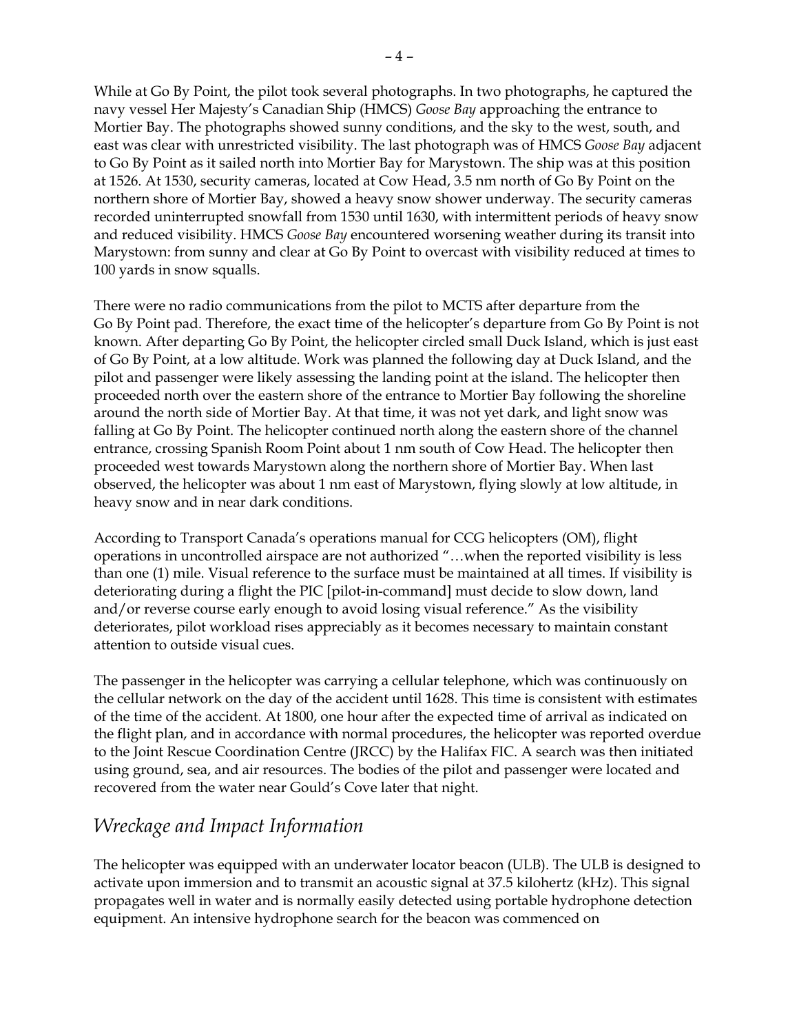While at Go By Point, the pilot took several photographs. In two photographs, he captured the navy vessel Her Majesty's Canadian Ship (HMCS) *Goose Bay* approaching the entrance to Mortier Bay. The photographs showed sunny conditions, and the sky to the west, south, and east was clear with unrestricted visibility. The last photograph was of HMCS *Goose Bay* adjacent to Go By Point as it sailed north into Mortier Bay for Marystown. The ship was at this position at 1526. At 1530, security cameras, located at Cow Head, 3.5 nm north of Go By Point on the northern shore of Mortier Bay, showed a heavy snow shower underway. The security cameras recorded uninterrupted snowfall from 1530 until 1630, with intermittent periods of heavy snow and reduced visibility. HMCS *Goose Bay* encountered worsening weather during its transit into Marystown: from sunny and clear at Go By Point to overcast with visibility reduced at times to 100 yards in snow squalls.

There were no radio communications from the pilot to MCTS after departure from the Go By Point pad. Therefore, the exact time of the helicopter's departure from Go By Point is not known. After departing Go By Point, the helicopter circled small Duck Island, which is just east of Go By Point, at a low altitude. Work was planned the following day at Duck Island, and the pilot and passenger were likely assessing the landing point at the island. The helicopter then proceeded north over the eastern shore of the entrance to Mortier Bay following the shoreline around the north side of Mortier Bay. At that time, it was not yet dark, and light snow was falling at Go By Point. The helicopter continued north along the eastern shore of the channel entrance, crossing Spanish Room Point about 1 nm south of Cow Head. The helicopter then proceeded west towards Marystown along the northern shore of Mortier Bay. When last observed, the helicopter was about 1 nm east of Marystown, flying slowly at low altitude, in heavy snow and in near dark conditions.

According to Transport Canada's operations manual for CCG helicopters (OM), flight operations in uncontrolled airspace are not authorized "…when the reported visibility is less than one (1) mile. Visual reference to the surface must be maintained at all times. If visibility is deteriorating during a flight the PIC [pilot-in-command] must decide to slow down, land and/or reverse course early enough to avoid losing visual reference." As the visibility deteriorates, pilot workload rises appreciably as it becomes necessary to maintain constant attention to outside visual cues.

The passenger in the helicopter was carrying a cellular telephone, which was continuously on the cellular network on the day of the accident until 1628. This time is consistent with estimates of the time of the accident. At 1800, one hour after the expected time of arrival as indicated on the flight plan, and in accordance with normal procedures, the helicopter was reported overdue to the Joint Rescue Coordination Centre (JRCC) by the Halifax FIC. A search was then initiated using ground, sea, and air resources. The bodies of the pilot and passenger were located and recovered from the water near Gould's Cove later that night.

## *Wreckage and Impact Information*

The helicopter was equipped with an underwater locator beacon (ULB). The ULB is designed to activate upon immersion and to transmit an acoustic signal at 37.5 kilohertz (kHz). This signal propagates well in water and is normally easily detected using portable hydrophone detection equipment. An intensive hydrophone search for the beacon was commenced on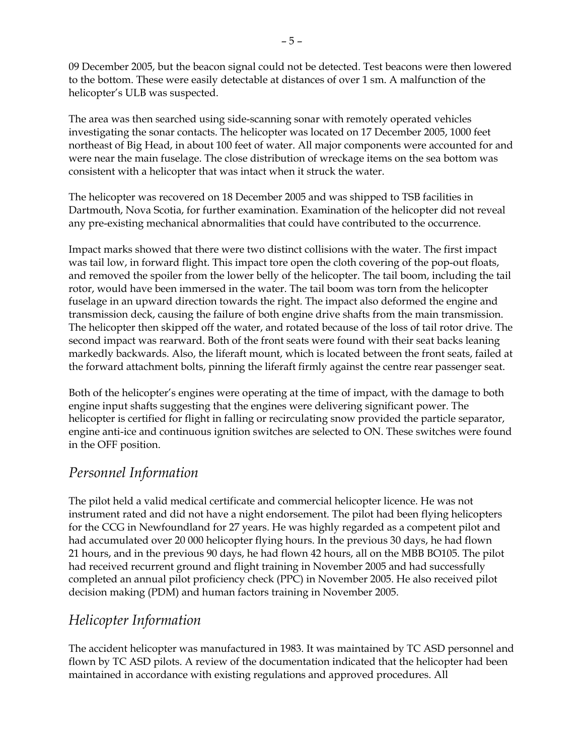09 December 2005, but the beacon signal could not be detected. Test beacons were then lowered to the bottom. These were easily detectable at distances of over 1 sm. A malfunction of the helicopter's ULB was suspected.

The area was then searched using side-scanning sonar with remotely operated vehicles investigating the sonar contacts. The helicopter was located on 17 December 2005, 1000 feet northeast of Big Head, in about 100 feet of water. All major components were accounted for and were near the main fuselage. The close distribution of wreckage items on the sea bottom was consistent with a helicopter that was intact when it struck the water.

The helicopter was recovered on 18 December 2005 and was shipped to TSB facilities in Dartmouth, Nova Scotia, for further examination. Examination of the helicopter did not reveal any pre-existing mechanical abnormalities that could have contributed to the occurrence.

Impact marks showed that there were two distinct collisions with the water. The first impact was tail low, in forward flight. This impact tore open the cloth covering of the pop-out floats, and removed the spoiler from the lower belly of the helicopter. The tail boom, including the tail rotor, would have been immersed in the water. The tail boom was torn from the helicopter fuselage in an upward direction towards the right. The impact also deformed the engine and transmission deck, causing the failure of both engine drive shafts from the main transmission. The helicopter then skipped off the water, and rotated because of the loss of tail rotor drive. The second impact was rearward. Both of the front seats were found with their seat backs leaning markedly backwards. Also, the liferaft mount, which is located between the front seats, failed at the forward attachment bolts, pinning the liferaft firmly against the centre rear passenger seat.

Both of the helicopter's engines were operating at the time of impact, with the damage to both engine input shafts suggesting that the engines were delivering significant power. The helicopter is certified for flight in falling or recirculating snow provided the particle separator, engine anti-ice and continuous ignition switches are selected to ON. These switches were found in the OFF position.

## *Personnel Information*

The pilot held a valid medical certificate and commercial helicopter licence. He was not instrument rated and did not have a night endorsement. The pilot had been flying helicopters for the CCG in Newfoundland for 27 years. He was highly regarded as a competent pilot and had accumulated over 20 000 helicopter flying hours. In the previous 30 days, he had flown 21 hours, and in the previous 90 days, he had flown 42 hours, all on the MBB BO105. The pilot had received recurrent ground and flight training in November 2005 and had successfully completed an annual pilot proficiency check (PPC) in November 2005. He also received pilot decision making (PDM) and human factors training in November 2005.

## *Helicopter Information*

The accident helicopter was manufactured in 1983. It was maintained by TC ASD personnel and flown by TC ASD pilots. A review of the documentation indicated that the helicopter had been maintained in accordance with existing regulations and approved procedures. All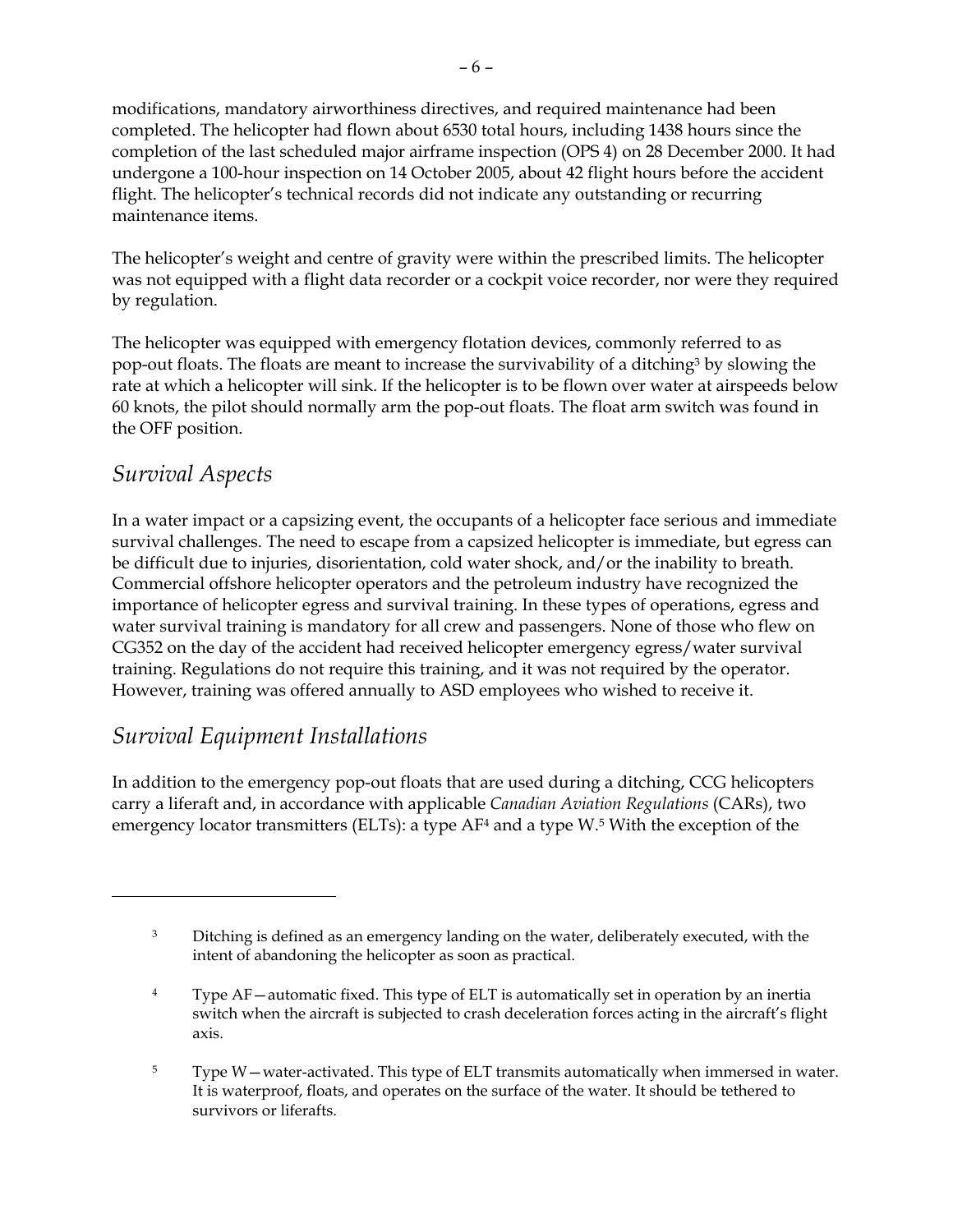modifications, mandatory airworthiness directives, and required maintenance had been completed. The helicopter had flown about 6530 total hours, including 1438 hours since the completion of the last scheduled major airframe inspection (OPS 4) on 28 December 2000. It had undergone a 100-hour inspection on 14 October 2005, about 42 flight hours before the accident flight. The helicopter's technical records did not indicate any outstanding or recurring maintenance items.

The helicopter's weight and centre of gravity were within the prescribed limits. The helicopter was not equipped with a flight data recorder or a cockpit voice recorder, nor were they required by regulation.

The helicopter was equipped with emergency flotation devices, commonly referred to as pop-out floats. The floats are meant to increase the survivability of a ditching[3] by slowing the rate at which a helicopter will sink. If the helicopter is to be flown over water at airspeeds below 60 knots, the pilot should normally arm the pop-out floats. The float arm switch was found in the OFF position.

## *Survival Aspects*

In a water impact or a capsizing event, the occupants of a helicopter face serious and immediate survival challenges. The need to escape from a capsized helicopter is immediate, but egress can be difficult due to injuries, disorientation, cold water shock, and/or the inability to breath. Commercial offshore helicopter operators and the petroleum industry have recognized the importance of helicopter egress and survival training. In these types of operations, egress and water survival training is mandatory for all crew and passengers. None of those who flew on CG352 on the day of the accident had received helicopter emergency egress/water survival training. Regulations do not require this training, and it was not required by the operator. However, training was offered annually to ASD employees who wished to receive it.

## *Survival Equipment Installations*

In addition to the emergency pop-out floats that are used during a ditching, CCG helicopters carry a liferaft and, in accordance with applicable *Canadian Aviation Regulations* (CARs), two emergency locator transmitters (ELTs): a type AF[4] and a type W.[5] With the exception of the

---

[3] Ditching is defined as an emergency landing on the water, deliberately executed, with the intent of abandoning the helicopter as soon as practical.

[4] Type AF—automatic fixed. This type of ELT is automatically set in operation by an inertia switch when the aircraft is subjected to crash deceleration forces acting in the aircraft's flight axis.

[5] Type W—water-activated. This type of ELT transmits automatically when immersed in water. It is waterproof, floats, and operates on the surface of the water. It should be tethered to survivors or liferafts.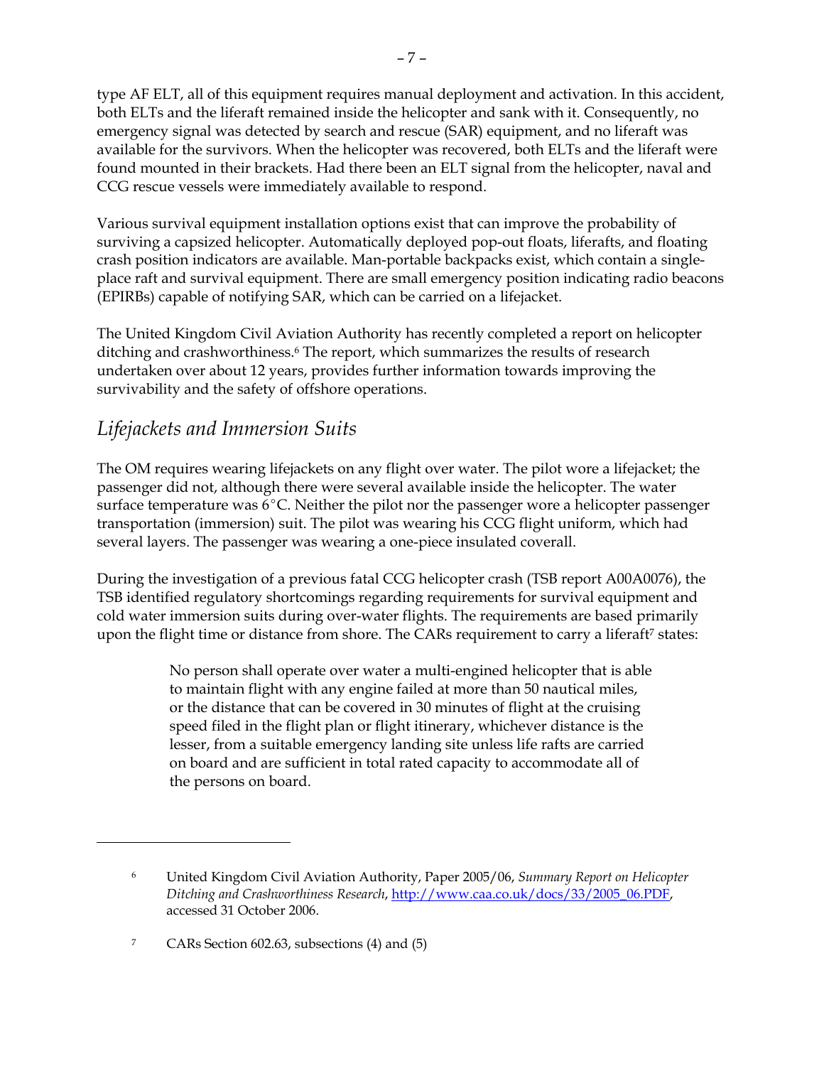type AF ELT, all of this equipment requires manual deployment and activation. In this accident, both ELTs and the liferaft remained inside the helicopter and sank with it. Consequently, no emergency signal was detected by search and rescue (SAR) equipment, and no liferaft was available for the survivors. When the helicopter was recovered, both ELTs and the liferaft were found mounted in their brackets. Had there been an ELT signal from the helicopter, naval and CCG rescue vessels were immediately available to respond.

Various survival equipment installation options exist that can improve the probability of surviving a capsized helicopter. Automatically deployed pop-out floats, liferafts, and floating crash position indicators are available. Man-portable backpacks exist, which contain a single-place raft and survival equipment. There are small emergency position indicating radio beacons (EPIRBs) capable of notifying SAR, which can be carried on a lifejacket.

The United Kingdom Civil Aviation Authority has recently completed a report on helicopter ditching and crashworthiness.[6] The report, which summarizes the results of research undertaken over about 12 years, provides further information towards improving the survivability and the safety of offshore operations.

## *Lifejackets and Immersion Suits*

The OM requires wearing lifejackets on any flight over water. The pilot wore a lifejacket; the passenger did not, although there were several available inside the helicopter. The water surface temperature was 6°C. Neither the pilot nor the passenger wore a helicopter passenger transportation (immersion) suit. The pilot was wearing his CCG flight uniform, which had several layers. The passenger was wearing a one-piece insulated coverall.

During the investigation of a previous fatal CCG helicopter crash (TSB report A00A0076), the TSB identified regulatory shortcomings regarding requirements for survival equipment and cold water immersion suits during over-water flights. The requirements are based primarily upon the flight time or distance from shore. The CARs requirement to carry a liferaft[7] states:

> No person shall operate over water a multi-engined helicopter that is able to maintain flight with any engine failed at more than 50 nautical miles, or the distance that can be covered in 30 minutes of flight at the cruising speed filed in the flight plan or flight itinerary, whichever distance is the lesser, from a suitable emergency landing site unless life rafts are carried on board and are sufficient in total rated capacity to accommodate all of the persons on board.

---

[6] United Kingdom Civil Aviation Authority, Paper 2005/06, *Summary Report on Helicopter Ditching and Crashworthiness Research*, http://www.caa.co.uk/docs/33/2005_06.PDF, accessed 31 October 2006.

[7] CARs Section 602.63, subsections (4) and (5)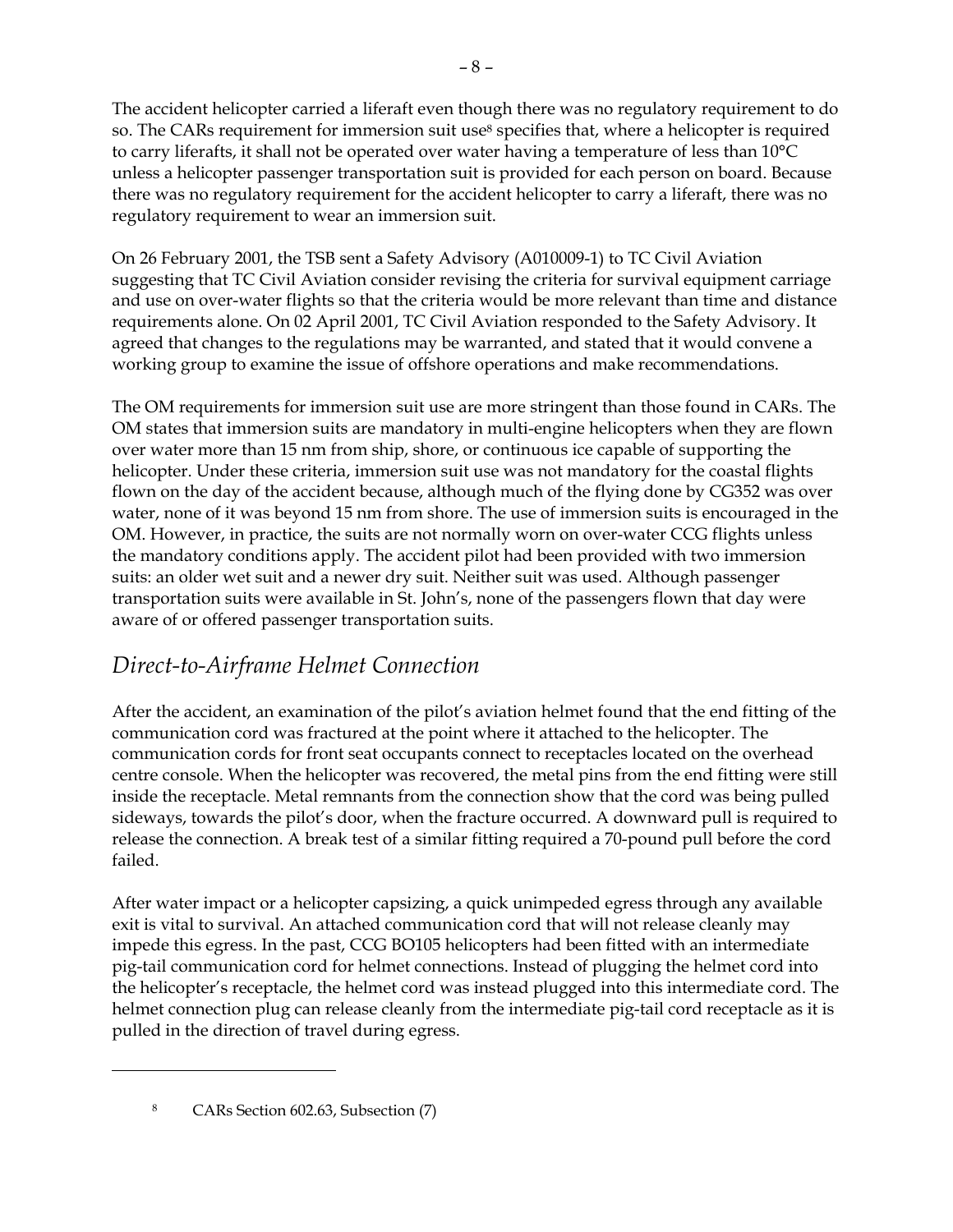The accident helicopter carried a liferaft even though there was no regulatory requirement to do so. The CARs requirement for immersion suit use[8] specifies that, where a helicopter is required to carry liferafts, it shall not be operated over water having a temperature of less than 10°C unless a helicopter passenger transportation suit is provided for each person on board. Because there was no regulatory requirement for the accident helicopter to carry a liferaft, there was no regulatory requirement to wear an immersion suit.

On 26 February 2001, the TSB sent a Safety Advisory (A010009-1) to TC Civil Aviation suggesting that TC Civil Aviation consider revising the criteria for survival equipment carriage and use on over-water flights so that the criteria would be more relevant than time and distance requirements alone. On 02 April 2001, TC Civil Aviation responded to the Safety Advisory. It agreed that changes to the regulations may be warranted, and stated that it would convene a working group to examine the issue of offshore operations and make recommendations.

The OM requirements for immersion suit use are more stringent than those found in CARs. The OM states that immersion suits are mandatory in multi-engine helicopters when they are flown over water more than 15 nm from ship, shore, or continuous ice capable of supporting the helicopter. Under these criteria, immersion suit use was not mandatory for the coastal flights flown on the day of the accident because, although much of the flying done by CG352 was over water, none of it was beyond 15 nm from shore. The use of immersion suits is encouraged in the OM. However, in practice, the suits are not normally worn on over-water CCG flights unless the mandatory conditions apply. The accident pilot had been provided with two immersion suits: an older wet suit and a newer dry suit. Neither suit was used. Although passenger transportation suits were available in St. John's, none of the passengers flown that day were aware of or offered passenger transportation suits.

## *Direct-to-Airframe Helmet Connection*

After the accident, an examination of the pilot's aviation helmet found that the end fitting of the communication cord was fractured at the point where it attached to the helicopter. The communication cords for front seat occupants connect to receptacles located on the overhead centre console. When the helicopter was recovered, the metal pins from the end fitting were still inside the receptacle. Metal remnants from the connection show that the cord was being pulled sideways, towards the pilot's door, when the fracture occurred. A downward pull is required to release the connection. A break test of a similar fitting required a 70-pound pull before the cord failed.

After water impact or a helicopter capsizing, a quick unimpeded egress through any available exit is vital to survival. An attached communication cord that will not release cleanly may impede this egress. In the past, CCG BO105 helicopters had been fitted with an intermediate pig-tail communication cord for helmet connections. Instead of plugging the helmet cord into the helicopter's receptacle, the helmet cord was instead plugged into this intermediate cord. The helmet connection plug can release cleanly from the intermediate pig-tail cord receptacle as it is pulled in the direction of travel during egress.

---

[8] CARs Section 602.63, Subsection (7)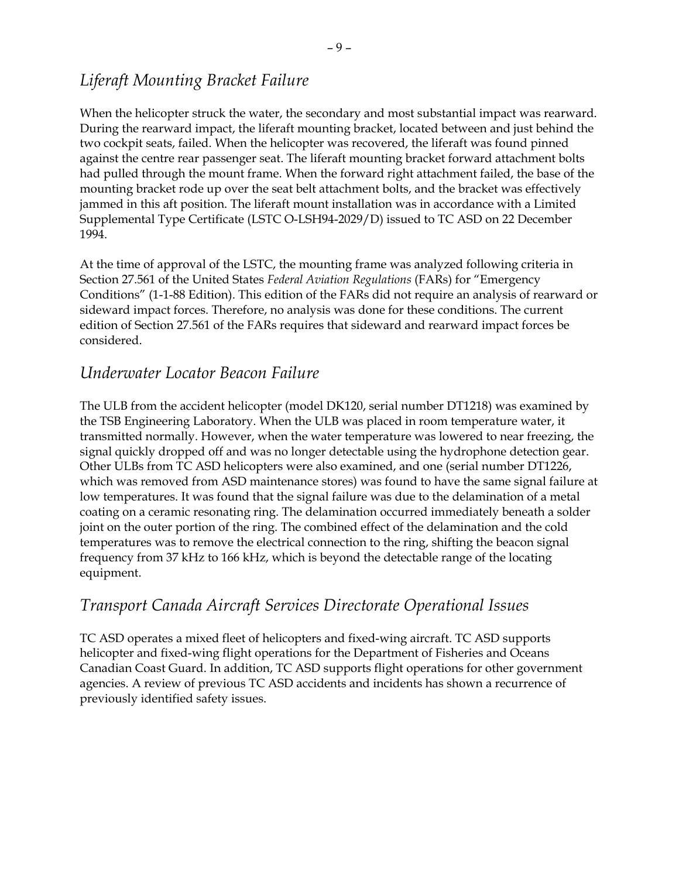## *Liferaft Mounting Bracket Failure*

When the helicopter struck the water, the secondary and most substantial impact was rearward. During the rearward impact, the liferaft mounting bracket, located between and just behind the two cockpit seats, failed. When the helicopter was recovered, the liferaft was found pinned against the centre rear passenger seat. The liferaft mounting bracket forward attachment bolts had pulled through the mount frame. When the forward right attachment failed, the base of the mounting bracket rode up over the seat belt attachment bolts, and the bracket was effectively jammed in this aft position. The liferaft mount installation was in accordance with a Limited Supplemental Type Certificate (LSTC O-LSH94-2029/D) issued to TC ASD on 22 December 1994.

At the time of approval of the LSTC, the mounting frame was analyzed following criteria in Section 27.561 of the United States *Federal Aviation Regulations* (FARs) for "Emergency Conditions" (1-1-88 Edition). This edition of the FARs did not require an analysis of rearward or sideward impact forces. Therefore, no analysis was done for these conditions. The current edition of Section 27.561 of the FARs requires that sideward and rearward impact forces be considered.

## *Underwater Locator Beacon Failure*

The ULB from the accident helicopter (model DK120, serial number DT1218) was examined by the TSB Engineering Laboratory. When the ULB was placed in room temperature water, it transmitted normally. However, when the water temperature was lowered to near freezing, the signal quickly dropped off and was no longer detectable using the hydrophone detection gear. Other ULBs from TC ASD helicopters were also examined, and one (serial number DT1226, which was removed from ASD maintenance stores) was found to have the same signal failure at low temperatures. It was found that the signal failure was due to the delamination of a metal coating on a ceramic resonating ring. The delamination occurred immediately beneath a solder joint on the outer portion of the ring. The combined effect of the delamination and the cold temperatures was to remove the electrical connection to the ring, shifting the beacon signal frequency from 37 kHz to 166 kHz, which is beyond the detectable range of the locating equipment.

## *Transport Canada Aircraft Services Directorate Operational Issues*

TC ASD operates a mixed fleet of helicopters and fixed-wing aircraft. TC ASD supports helicopter and fixed-wing flight operations for the Department of Fisheries and Oceans Canadian Coast Guard. In addition, TC ASD supports flight operations for other government agencies. A review of previous TC ASD accidents and incidents has shown a recurrence of previously identified safety issues.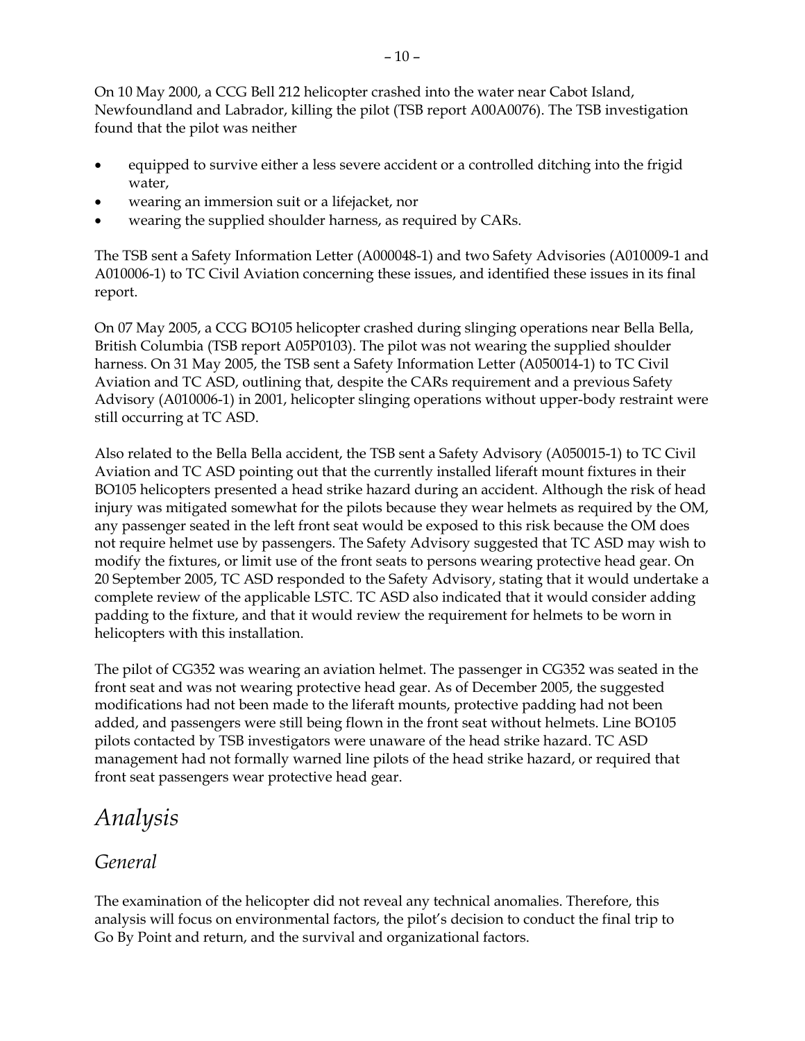On 10 May 2000, a CCG Bell 212 helicopter crashed into the water near Cabot Island, Newfoundland and Labrador, killing the pilot (TSB report A00A0076). The TSB investigation found that the pilot was neither

- equipped to survive either a less severe accident or a controlled ditching into the frigid water,
- wearing an immersion suit or a lifejacket, nor
- wearing the supplied shoulder harness, as required by CARs.

The TSB sent a Safety Information Letter (A000048-1) and two Safety Advisories (A010009-1 and A010006-1) to TC Civil Aviation concerning these issues, and identified these issues in its final report.

On 07 May 2005, a CCG BO105 helicopter crashed during slinging operations near Bella Bella, British Columbia (TSB report A05P0103). The pilot was not wearing the supplied shoulder harness. On 31 May 2005, the TSB sent a Safety Information Letter (A050014-1) to TC Civil Aviation and TC ASD, outlining that, despite the CARs requirement and a previous Safety Advisory (A010006-1) in 2001, helicopter slinging operations without upper-body restraint were still occurring at TC ASD.

Also related to the Bella Bella accident, the TSB sent a Safety Advisory (A050015-1) to TC Civil Aviation and TC ASD pointing out that the currently installed liferaft mount fixtures in their BO105 helicopters presented a head strike hazard during an accident. Although the risk of head injury was mitigated somewhat for the pilots because they wear helmets as required by the OM, any passenger seated in the left front seat would be exposed to this risk because the OM does not require helmet use by passengers. The Safety Advisory suggested that TC ASD may wish to modify the fixtures, or limit use of the front seats to persons wearing protective head gear. On 20 September 2005, TC ASD responded to the Safety Advisory, stating that it would undertake a complete review of the applicable LSTC. TC ASD also indicated that it would consider adding padding to the fixture, and that it would review the requirement for helmets to be worn in helicopters with this installation.

The pilot of CG352 was wearing an aviation helmet. The passenger in CG352 was seated in the front seat and was not wearing protective head gear. As of December 2005, the suggested modifications had not been made to the liferaft mounts, protective padding had not been added, and passengers were still being flown in the front seat without helmets. Line BO105 pilots contacted by TSB investigators were unaware of the head strike hazard. TC ASD management had not formally warned line pilots of the head strike hazard, or required that front seat passengers wear protective head gear.

# *Analysis*

## *General*

The examination of the helicopter did not reveal any technical anomalies. Therefore, this analysis will focus on environmental factors, the pilot's decision to conduct the final trip to Go By Point and return, and the survival and organizational factors.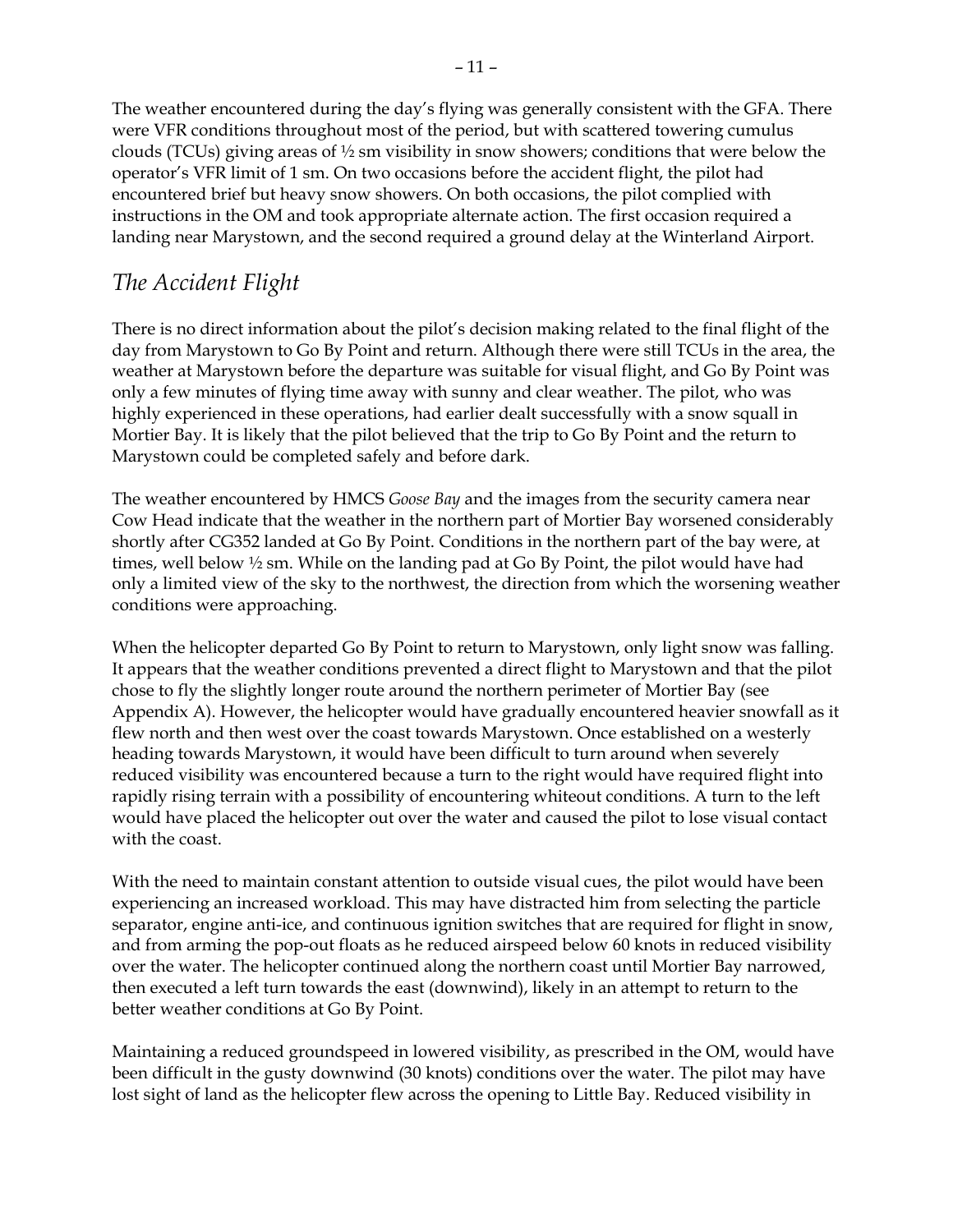The weather encountered during the day's flying was generally consistent with the GFA. There were VFR conditions throughout most of the period, but with scattered towering cumulus clouds (TCUs) giving areas of ½ sm visibility in snow showers; conditions that were below the operator's VFR limit of 1 sm. On two occasions before the accident flight, the pilot had encountered brief but heavy snow showers. On both occasions, the pilot complied with instructions in the OM and took appropriate alternate action. The first occasion required a landing near Marystown, and the second required a ground delay at the Winterland Airport.

## *The Accident Flight*

There is no direct information about the pilot's decision making related to the final flight of the day from Marystown to Go By Point and return. Although there were still TCUs in the area, the weather at Marystown before the departure was suitable for visual flight, and Go By Point was only a few minutes of flying time away with sunny and clear weather. The pilot, who was highly experienced in these operations, had earlier dealt successfully with a snow squall in Mortier Bay. It is likely that the pilot believed that the trip to Go By Point and the return to Marystown could be completed safely and before dark.

The weather encountered by HMCS *Goose Bay* and the images from the security camera near Cow Head indicate that the weather in the northern part of Mortier Bay worsened considerably shortly after CG352 landed at Go By Point. Conditions in the northern part of the bay were, at times, well below ½ sm. While on the landing pad at Go By Point, the pilot would have had only a limited view of the sky to the northwest, the direction from which the worsening weather conditions were approaching.

When the helicopter departed Go By Point to return to Marystown, only light snow was falling. It appears that the weather conditions prevented a direct flight to Marystown and that the pilot chose to fly the slightly longer route around the northern perimeter of Mortier Bay (see Appendix A). However, the helicopter would have gradually encountered heavier snowfall as it flew north and then west over the coast towards Marystown. Once established on a westerly heading towards Marystown, it would have been difficult to turn around when severely reduced visibility was encountered because a turn to the right would have required flight into rapidly rising terrain with a possibility of encountering whiteout conditions. A turn to the left would have placed the helicopter out over the water and caused the pilot to lose visual contact with the coast.

With the need to maintain constant attention to outside visual cues, the pilot would have been experiencing an increased workload. This may have distracted him from selecting the particle separator, engine anti-ice, and continuous ignition switches that are required for flight in snow, and from arming the pop-out floats as he reduced airspeed below 60 knots in reduced visibility over the water. The helicopter continued along the northern coast until Mortier Bay narrowed, then executed a left turn towards the east (downwind), likely in an attempt to return to the better weather conditions at Go By Point.

Maintaining a reduced groundspeed in lowered visibility, as prescribed in the OM, would have been difficult in the gusty downwind (30 knots) conditions over the water. The pilot may have lost sight of land as the helicopter flew across the opening to Little Bay. Reduced visibility in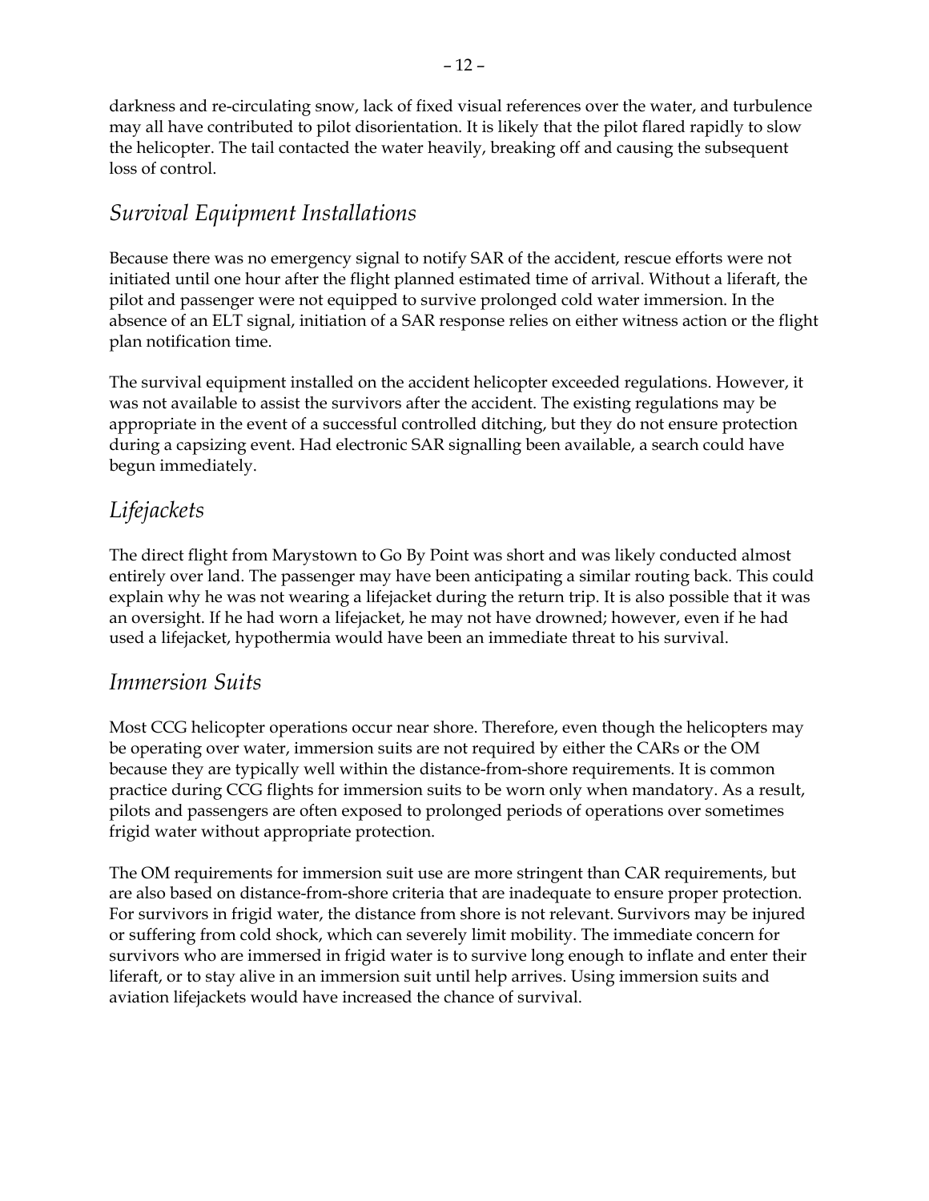darkness and re-circulating snow, lack of fixed visual references over the water, and turbulence may all have contributed to pilot disorientation. It is likely that the pilot flared rapidly to slow the helicopter. The tail contacted the water heavily, breaking off and causing the subsequent loss of control.

## *Survival Equipment Installations*

Because there was no emergency signal to notify SAR of the accident, rescue efforts were not initiated until one hour after the flight planned estimated time of arrival. Without a liferaft, the pilot and passenger were not equipped to survive prolonged cold water immersion. In the absence of an ELT signal, initiation of a SAR response relies on either witness action or the flight plan notification time.

The survival equipment installed on the accident helicopter exceeded regulations. However, it was not available to assist the survivors after the accident. The existing regulations may be appropriate in the event of a successful controlled ditching, but they do not ensure protection during a capsizing event. Had electronic SAR signalling been available, a search could have begun immediately.

## *Lifejackets*

The direct flight from Marystown to Go By Point was short and was likely conducted almost entirely over land. The passenger may have been anticipating a similar routing back. This could explain why he was not wearing a lifejacket during the return trip. It is also possible that it was an oversight. If he had worn a lifejacket, he may not have drowned; however, even if he had used a lifejacket, hypothermia would have been an immediate threat to his survival.

## *Immersion Suits*

Most CCG helicopter operations occur near shore. Therefore, even though the helicopters may be operating over water, immersion suits are not required by either the CARs or the OM because they are typically well within the distance-from-shore requirements. It is common practice during CCG flights for immersion suits to be worn only when mandatory. As a result, pilots and passengers are often exposed to prolonged periods of operations over sometimes frigid water without appropriate protection.

The OM requirements for immersion suit use are more stringent than CAR requirements, but are also based on distance-from-shore criteria that are inadequate to ensure proper protection. For survivors in frigid water, the distance from shore is not relevant. Survivors may be injured or suffering from cold shock, which can severely limit mobility. The immediate concern for survivors who are immersed in frigid water is to survive long enough to inflate and enter their liferaft, or to stay alive in an immersion suit until help arrives. Using immersion suits and aviation lifejackets would have increased the chance of survival.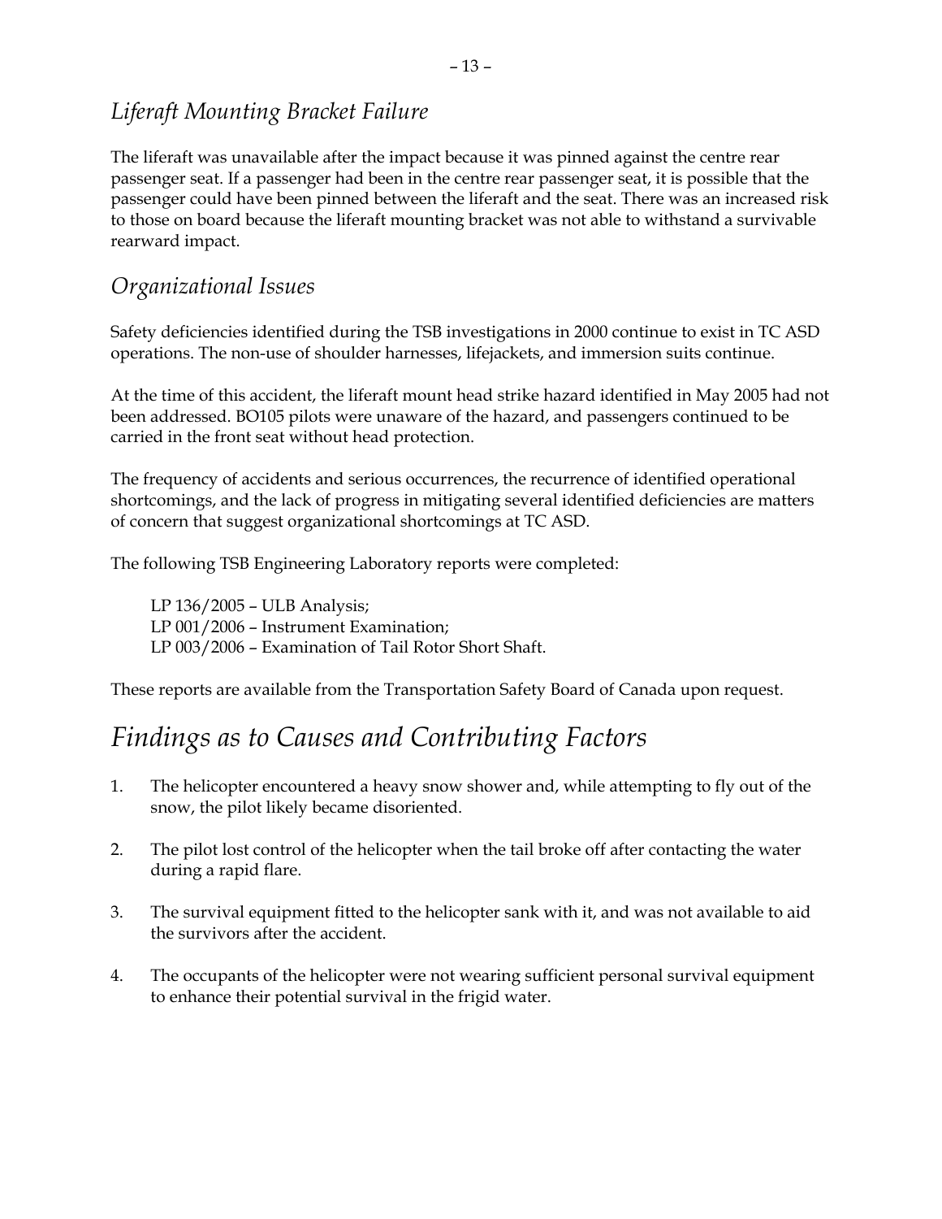### *Liferaft Mounting Bracket Failure*

The liferaft was unavailable after the impact because it was pinned against the centre rear passenger seat. If a passenger had been in the centre rear passenger seat, it is possible that the passenger could have been pinned between the liferaft and the seat. There was an increased risk to those on board because the liferaft mounting bracket was not able to withstand a survivable rearward impact.

### *Organizational Issues*

Safety deficiencies identified during the TSB investigations in 2000 continue to exist in TC ASD operations. The non-use of shoulder harnesses, lifejackets, and immersion suits continue.

At the time of this accident, the liferaft mount head strike hazard identified in May 2005 had not been addressed. BO105 pilots were unaware of the hazard, and passengers continued to be carried in the front seat without head protection.

The frequency of accidents and serious occurrences, the recurrence of identified operational shortcomings, and the lack of progress in mitigating several identified deficiencies are matters of concern that suggest organizational shortcomings at TC ASD.

The following TSB Engineering Laboratory reports were completed:

LP 136/2005 – ULB Analysis;
LP 001/2006 – Instrument Examination;
LP 003/2006 – Examination of Tail Rotor Short Shaft.

These reports are available from the Transportation Safety Board of Canada upon request.

## *Findings as to Causes and Contributing Factors*

1. The helicopter encountered a heavy snow shower and, while attempting to fly out of the snow, the pilot likely became disoriented.

2. The pilot lost control of the helicopter when the tail broke off after contacting the water during a rapid flare.

3. The survival equipment fitted to the helicopter sank with it, and was not available to aid the survivors after the accident.

4. The occupants of the helicopter were not wearing sufficient personal survival equipment to enhance their potential survival in the frigid water.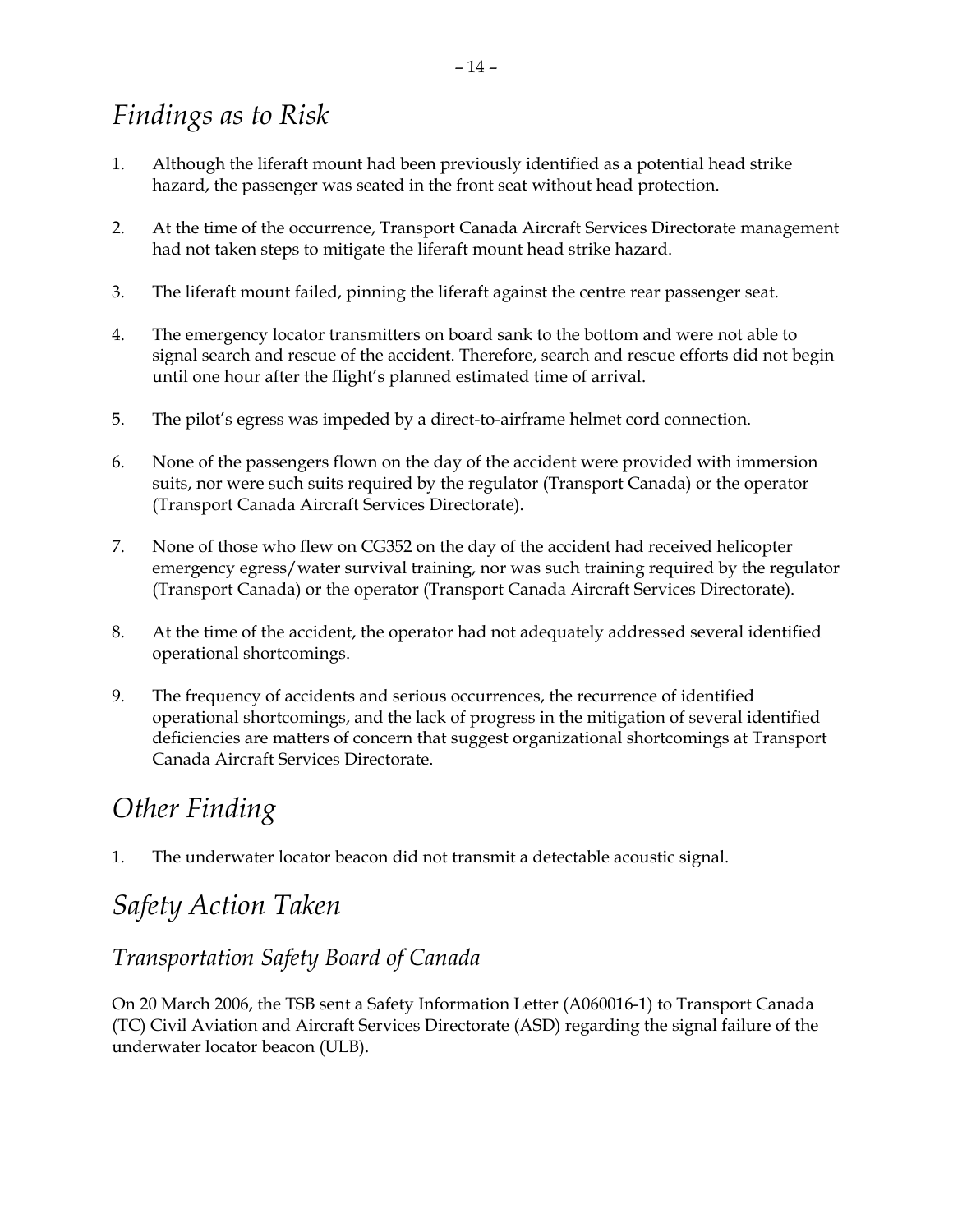## *Findings as to Risk*

1. Although the liferaft mount had been previously identified as a potential head strike hazard, the passenger was seated in the front seat without head protection.

2. At the time of the occurrence, Transport Canada Aircraft Services Directorate management had not taken steps to mitigate the liferaft mount head strike hazard.

3. The liferaft mount failed, pinning the liferaft against the centre rear passenger seat.

4. The emergency locator transmitters on board sank to the bottom and were not able to signal search and rescue of the accident. Therefore, search and rescue efforts did not begin until one hour after the flight's planned estimated time of arrival.

5. The pilot's egress was impeded by a direct-to-airframe helmet cord connection.

6. None of the passengers flown on the day of the accident were provided with immersion suits, nor were such suits required by the regulator (Transport Canada) or the operator (Transport Canada Aircraft Services Directorate).

7. None of those who flew on CG352 on the day of the accident had received helicopter emergency egress/water survival training, nor was such training required by the regulator (Transport Canada) or the operator (Transport Canada Aircraft Services Directorate).

8. At the time of the accident, the operator had not adequately addressed several identified operational shortcomings.

9. The frequency of accidents and serious occurrences, the recurrence of identified operational shortcomings, and the lack of progress in the mitigation of several identified deficiencies are matters of concern that suggest organizational shortcomings at Transport Canada Aircraft Services Directorate.

## *Other Finding*

1. The underwater locator beacon did not transmit a detectable acoustic signal.

## *Safety Action Taken*

### *Transportation Safety Board of Canada*

On 20 March 2006, the TSB sent a Safety Information Letter (A060016-1) to Transport Canada (TC) Civil Aviation and Aircraft Services Directorate (ASD) regarding the signal failure of the underwater locator beacon (ULB).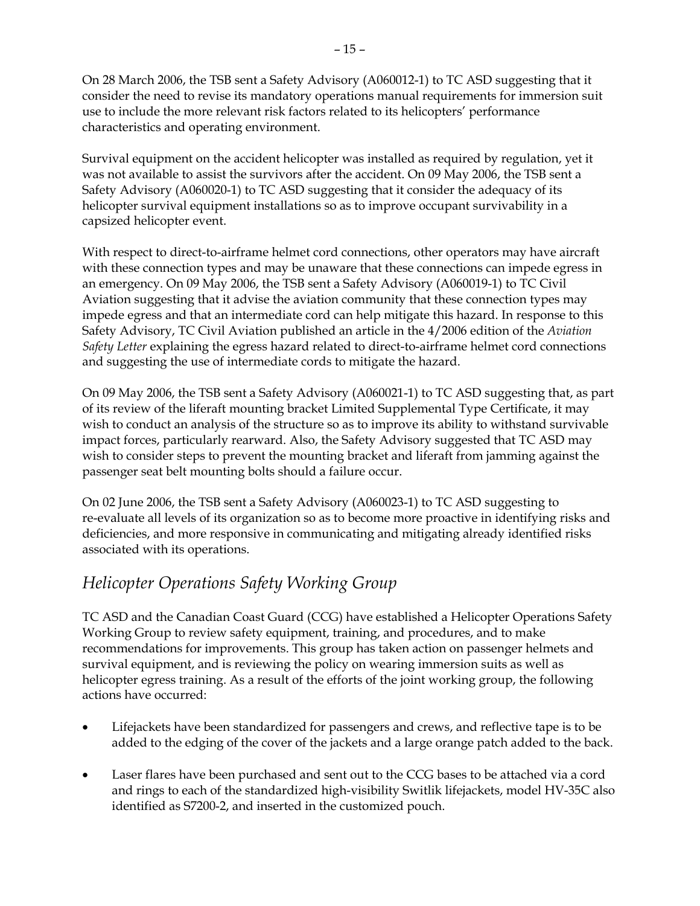On 28 March 2006, the TSB sent a Safety Advisory (A060012-1) to TC ASD suggesting that it consider the need to revise its mandatory operations manual requirements for immersion suit use to include the more relevant risk factors related to its helicopters' performance characteristics and operating environment.

Survival equipment on the accident helicopter was installed as required by regulation, yet it was not available to assist the survivors after the accident. On 09 May 2006, the TSB sent a Safety Advisory (A060020-1) to TC ASD suggesting that it consider the adequacy of its helicopter survival equipment installations so as to improve occupant survivability in a capsized helicopter event.

With respect to direct-to-airframe helmet cord connections, other operators may have aircraft with these connection types and may be unaware that these connections can impede egress in an emergency. On 09 May 2006, the TSB sent a Safety Advisory (A060019-1) to TC Civil Aviation suggesting that it advise the aviation community that these connection types may impede egress and that an intermediate cord can help mitigate this hazard. In response to this Safety Advisory, TC Civil Aviation published an article in the 4/2006 edition of the *Aviation Safety Letter* explaining the egress hazard related to direct-to-airframe helmet cord connections and suggesting the use of intermediate cords to mitigate the hazard.

On 09 May 2006, the TSB sent a Safety Advisory (A060021-1) to TC ASD suggesting that, as part of its review of the liferaft mounting bracket Limited Supplemental Type Certificate, it may wish to conduct an analysis of the structure so as to improve its ability to withstand survivable impact forces, particularly rearward. Also, the Safety Advisory suggested that TC ASD may wish to consider steps to prevent the mounting bracket and liferaft from jamming against the passenger seat belt mounting bolts should a failure occur.

On 02 June 2006, the TSB sent a Safety Advisory (A060023-1) to TC ASD suggesting to re-evaluate all levels of its organization so as to become more proactive in identifying risks and deficiencies, and more responsive in communicating and mitigating already identified risks associated with its operations.

## *Helicopter Operations Safety Working Group*

TC ASD and the Canadian Coast Guard (CCG) have established a Helicopter Operations Safety Working Group to review safety equipment, training, and procedures, and to make recommendations for improvements. This group has taken action on passenger helmets and survival equipment, and is reviewing the policy on wearing immersion suits as well as helicopter egress training. As a result of the efforts of the joint working group, the following actions have occurred:

- Lifejackets have been standardized for passengers and crews, and reflective tape is to be added to the edging of the cover of the jackets and a large orange patch added to the back.
- Laser flares have been purchased and sent out to the CCG bases to be attached via a cord and rings to each of the standardized high-visibility Switlik lifejackets, model HV-35C also identified as S7200-2, and inserted in the customized pouch.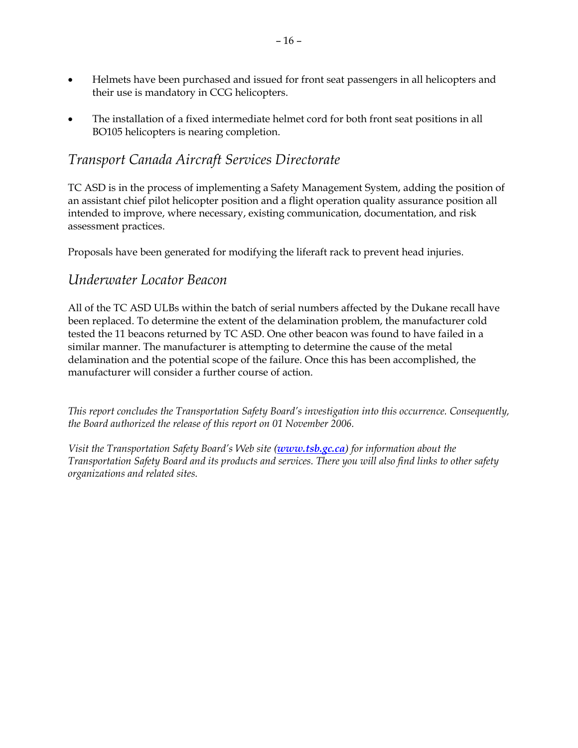- Helmets have been purchased and issued for front seat passengers in all helicopters and their use is mandatory in CCG helicopters.

- The installation of a fixed intermediate helmet cord for both front seat positions in all BO105 helicopters is nearing completion.

## *Transport Canada Aircraft Services Directorate*

TC ASD is in the process of implementing a Safety Management System, adding the position of an assistant chief pilot helicopter position and a flight operation quality assurance position all intended to improve, where necessary, existing communication, documentation, and risk assessment practices.

Proposals have been generated for modifying the liferaft rack to prevent head injuries.

## *Underwater Locator Beacon*

All of the TC ASD ULBs within the batch of serial numbers affected by the Dukane recall have been replaced. To determine the extent of the delamination problem, the manufacturer cold tested the 11 beacons returned by TC ASD. One other beacon was found to have failed in a similar manner. The manufacturer is attempting to determine the cause of the metal delamination and the potential scope of the failure. Once this has been accomplished, the manufacturer will consider a further course of action.

*This report concludes the Transportation Safety Board's investigation into this occurrence. Consequently, the Board authorized the release of this report on 01 November 2006.*

*Visit the Transportation Safety Board's Web site (**www.tsb.gc.ca**) for information about the Transportation Safety Board and its products and services. There you will also find links to other safety organizations and related sites.*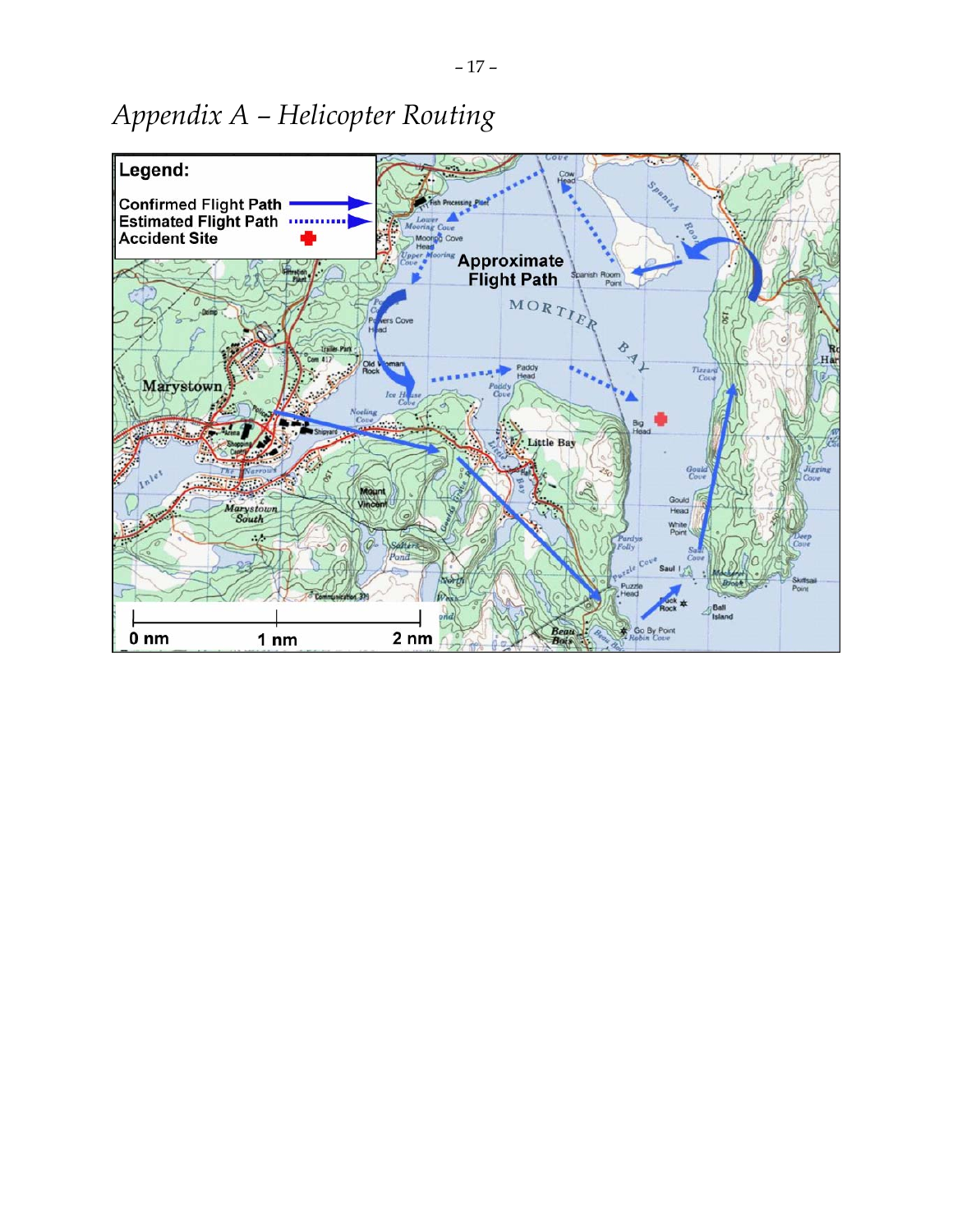# *Appendix A – Helicopter Routing*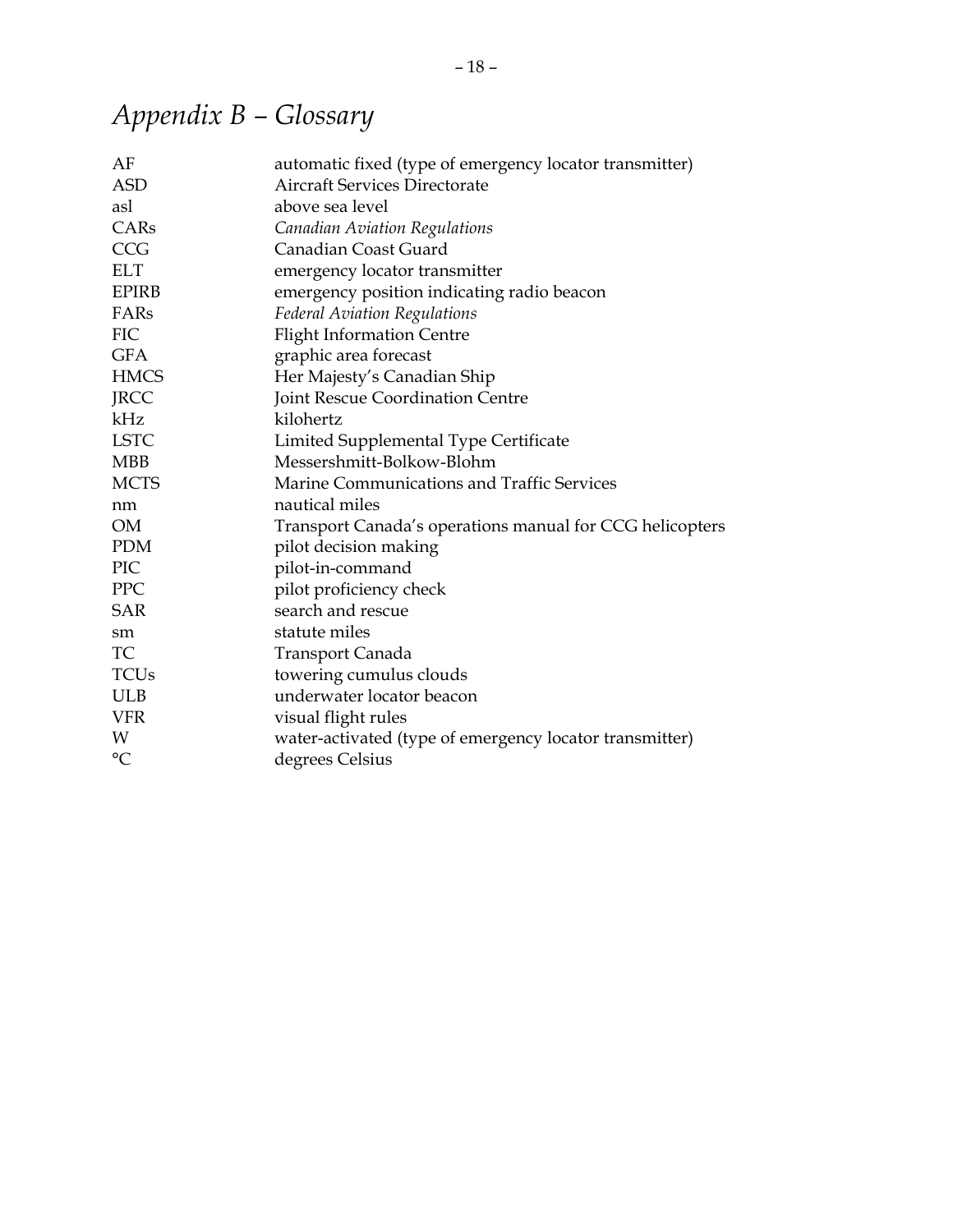# *Appendix B – Glossary*

| | |
|---|---|
| AF | automatic fixed (type of emergency locator transmitter) |
| ASD | Aircraft Services Directorate |
| asl | above sea level |
| CARs | *Canadian Aviation Regulations* |
| CCG | Canadian Coast Guard |
| ELT | emergency locator transmitter |
| EPIRB | emergency position indicating radio beacon |
| FARs | *Federal Aviation Regulations* |
| FIC | Flight Information Centre |
| GFA | graphic area forecast |
| HMCS | Her Majesty's Canadian Ship |
| JRCC | Joint Rescue Coordination Centre |
| kHz | kilohertz |
| LSTC | Limited Supplemental Type Certificate |
| MBB | Messershmitt-Bolkow-Blohm |
| MCTS | Marine Communications and Traffic Services |
| nm | nautical miles |
| OM | Transport Canada's operations manual for CCG helicopters |
| PDM | pilot decision making |
| PIC | pilot-in-command |
| PPC | pilot proficiency check |
| SAR | search and rescue |
| sm | statute miles |
| TC | Transport Canada |
| TCUs | towering cumulus clouds |
| ULB | underwater locator beacon |
| VFR | visual flight rules |
| W | water-activated (type of emergency locator transmitter) |
| °C | degrees Celsius |